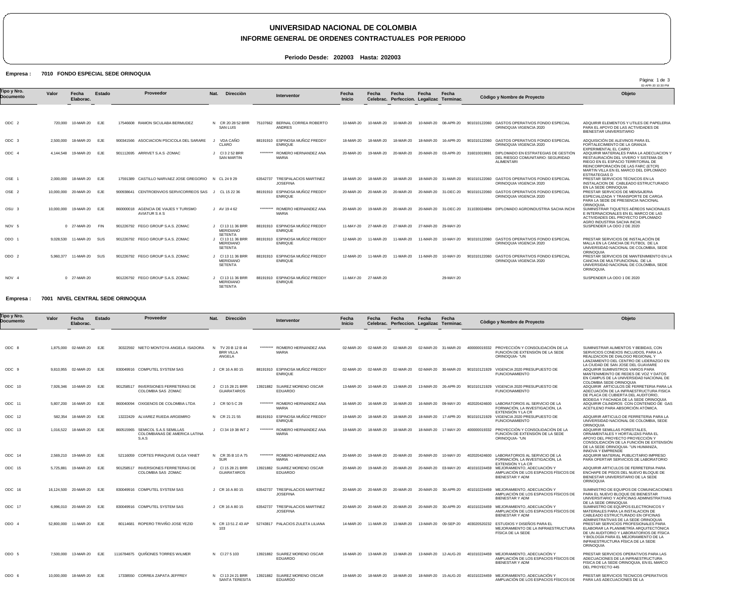# UNIVERSIDAD NACIONAL DE COLOMBIA

## INFORME GENERAL DE ORDENES CONTRACTUALES POR PERIODO

**Periodo Desde: 202003 Hasta: 202003**

**Empresa : 7010 FONDO ESPECIAL SEDE ORINOQUIA**

| Tipo y Nro. Documento | Valor | Fecha Elaborac. | Estado | Proveedor | Nat. | Dirección | Interventor | Fecha Inicio | Fecha Celebrac. | Fecha Perfeccion. | Fecha Legalizac | Fecha Terminac. | Código y Nombre de Proyecto | Objeto |
|---|---|---|---|---|---|---|---|---|---|---|---|---|---|---|
| ODC 2 | 720,000 | 10-MAR-20 | EJE | 17546608 RAMON SICULABA BERMUDEZ | N | CR 20 28 52 BRR SAN LUIS | 75107662 BERNAL CORREA ROBERTO ANDRES | 10-MAR-20 | 10-MAR-20 | 10-MAR-20 | 10-MAR-20 | 08-APR-20 | 901010122060 GASTOS OPERATIVOS FONDO ESPECIAL ORINOQUIA VIGENCIA 2020 | ADQUIRIR ELEMENTOS Y UTILES DE PAPELERIA PARA EL APOYO DE LAS ACTIVIDADES DE BIENESTAR UNIVERSITARIO |
| ODC 3 | 2,500,000 | 18-MAR-20 | EJE | 900341566 ASOCIACION PSCICOLA DEL SARARE | J | VDA CAÑO CLARO | 88191910 ESPINOSA MUÑOZ FREDDY ENRIQUE | 18-MAR-20 | 18-MAR-20 | 18-MAR-20 | 18-MAR-20 | 16-APR-20 | 901010122060 GASTOS OPERATIVOS FONDO ESPECIAL ORINOQUIA VIGENCIA 2020 | ADQUISICIÓN DE ALEVINOS PARA EL FORTALECIMIENTO DE LA GRANJA EXPERIMENTAL EL CAIRO |
| ODC 4 | 4,144,548 | 19-MAR-20 | EJE | 901112695 ARRIVET S.A.S -ZOMAC | J | Cl 3 2 52 BRR SAN MARTIN | ********* ROMERO HERNANDEZ ANA MARIA | 20-MAR-20 | 19-MAR-20 | 20-MAR-20 | 20-MAR-20 | 03-APR-20 | 316010019691 DIPLOMADO EN ESTRATEGIAS DE GESTIÓN DEL RIESGO COMUNITARIO: SEGURIDAD ALIMENTARI | ADQUIRIR MATERIALES PARA LA ADECUACION Y RESTAURACIÓN DEL VIVERO Y SISTEMA DE RIEGO EN EL ESPACIO TERRITORIAL DE REINCORPORACIÓN DE LAS FARC (ETCR) MARTIN VILLA EN EL MARCO DEL DIPLOMADO ESTRATEGIAS D |
| OSE 1 | 2,000,000 | 18-MAR-20 | EJE | 17591389 CASTILLO NARVAEZ JOSE GREGORIO | N | CL 24 9 29 | 63542737 TRESPALACIOS MARTINEZ JOSEFINA | 18-MAR-20 | 18-MAR-20 | 18-MAR-20 | 18-MAR-20 | 31-MAR-20 | 901010122060 GASTOS OPERATIVOS FONDO ESPECIAL ORINOQUIA VIGENCIA 2020 | PRESTAR SERVICIOS TÉCNICOS EN LA INSTALACION DE CABLEADO ESTRUCTURADO EN LA SEDE ORINOQUIA |
| OSE 2 | 10,000,000 | 20-MAR-20 | EJE | 900938641 CENTROENVIOS SERVICORREOS SAS | J | CL 15 22 36 | 88191910 ESPINOSA MUÑOZ FREDDY ENRIQUE | 20-MAR-20 | 20-MAR-20 | 20-MAR-20 | 20-MAR-20 | 31-DEC-20 | 901010122060 GASTOS OPERATIVOS FONDO ESPECIAL ORINOQUIA VIGENCIA 2020 | PRESTAR SERVICIOS DE MENSAJERIA ESPECIALIZADA Y TRANSPORTE DE CARGA PARA LA SEDE DE PRESENCIA NACIONAL ORINOQUIA. |
| OSU 3 | 10,000,000 | 19-MAR-20 | EJE | 860000018 AGENCIA DE VIAJES Y TURISMO AVIATUR S A S | J | AV 19 4 62 | ********* ROMERO HERNANDEZ ANA MARIA | 20-MAR-20 | 19-MAR-20 | 20-MAR-20 | 20-MAR-20 | 31-DEC-20 | 311030024894 DIPLOMADO AGROINDUSTRIA SACHA INCHI | SUMINISTRAR TIQUETES AÉREOS NACIONALES E INTERNACIONALES EN EL MARCO DE LAS ACTIVIDADES DEL PROYECTO DIPLOMADO AGRO INDUSTRIA SACHA INCHI. |
| NOV 5 | 0 | 27-MAR-20 | FIN | 901226792 FEGO GROUP S.A.S. ZOMAC | J | Cl 13 11 36 BRR MERIDIANO SETENTA | 88191910 ESPINOSA MUÑOZ FREDDY ENRIQUE | 11-MAY-20 | 27-MAR-20 | 27-MAR-20 | 27-MAR-20 | 29-MAY-20 | | SUSPENDER LA ODO 2 DE 2020 |
| ODO 1 | 9,028,530 | 11-MAR-20 | SUS | 901226792 FEGO GROUP S.A.S. ZOMAC | J | Cl 13 11 36 BRR MERIDIANO SETENTA | 88191910 ESPINOSA MUÑOZ FREDDY ENRIQUE | 12-MAR-20 | 11-MAR-20 | 11-MAR-20 | 11-MAR-20 | 10-MAY-20 | 901010122060 GASTOS OPERATIVOS FONDO ESPECIAL ORINOQUIA VIGENCIA 2020 | PRESTAR SERVICIOS DE INSTALACIÓN DE MALLA EN LA CANCHA DE FUTBOL DE LA UNIVERSIDAD NACIONAL DE COLOMBIA, SEDE ORINOQUIA |
| ODO 2 | 5,960,377 | 11-MAR-20 | SUS | 901226792 FEGO GROUP S.A.S. ZOMAC | J | Cl 13 11 36 BRR MERIDIANO SETENTA | 88191910 ESPINOSA MUÑOZ FREDDY ENRIQUE | 12-MAR-20 | 11-MAR-20 | 11-MAR-20 | 11-MAR-20 | 10-MAY-20 | 901010122060 GASTOS OPERATIVOS FONDO ESPECIAL ORINOQUIA VIGENCIA 2020 | PRESTAR SERVICIOS DE MANTENIMIENTO EN LA CANCHA DE MULTIFUNCIONAL DE LA UNIVERSIDAD NACIONAL DE COLOMBIA, SEDE ORINOQUIA. |
| NOV 4 | 0 | 27-MAR-20 | | 901226792 FEGO GROUP S.A.S. ZOMAC | J | Cl 13 11 36 BRR MERIDIANO SETENTA | 88191910 ESPINOSA MUÑOZ FREDDY ENRIQUE | 11-MAY-20 | 27-MAR-20 | | | 29-MAY-20 | | SUSPENDER LA ODO 1 DE 2020 |

**Empresa : 7001 NIVEL CENTRAL SEDE ORINOQUIA**

| Tipo y Nro. Documento | Valor | Fecha Elaborac. | Estado | Proveedor | Nat. | Dirección | Interventor | Fecha Inicio | Fecha Celebrac. | Fecha Perfeccion. | Fecha Legalizac | Fecha Terminac. | Código y Nombre de Proyecto | Objeto |
|---|---|---|---|---|---|---|---|---|---|---|---|---|---|---|
| ODC 8 | 1,875,000 | 02-MAR-20 | EJE | 30322592 NIETO MONTOYA ANGELA ISADORA | N | TV 20 B 12 B 44 BRR VILLA ANGELA | ********* ROMERO HERNANDEZ ANA MARIA | 02-MAR-20 | 02-MAR-20 | 02-MAR-20 | 02-MAR-20 | 31-MAR-20 | 400000019332 PROYECCIÓN Y CONSOLIDACIÓN DE LA FUNCIÓN DE EXTENSIÓN DE LA SEDE ORINOQUIA- "UN | SUMINISTRAR ALIMENTOS Y BEBIDAS, CON SERVICIOS CONEXOS INCLUIDOS, PARA LA REALIZACION DE DIALOGO REGIONAL Y LANZAMIENTO DEL CENTRO DE LIDERAZGO EN LA CIUDAD DE SAN JOSE DEL GUAVIARE |
| ODC 9 | 9,810,955 | 02-MAR-20 | EJE | 830049916 COMPUTEL SYSTEM SAS | J | CR 16 A 80 15 | 88191910 ESPINOSA MUÑOZ FREDDY ENRIQUE | 02-MAR-20 | 02-MAR-20 | 02-MAR-20 | 02-MAR-20 | 30-MAR-20 | 901010121929 VIGENCIA 2020 PRESUPUESTO DE FUNCIONAMIENTO | ADQUIRIR SUMINISTROS VARIOS PARA MANTENIMEINTO DE REDES DE VOZ Y DATOS EN CAMPUS DE LA UNIVERSIDAD NACIONAL DE COLOMBIA SEDE ORINOQUIA |
| ODC 10 | 7,926,346 | 10-MAR-20 | EJE | 901258517 INVERSIONES FERRETERAS DE COLOMBIA SAS ZOMAC | J | Cl 15 28 21 BRR GUARATAROS | 13921882 SUAREZ MORENO OSCAR EDUARDO | 13-MAR-20 | 10-MAR-20 | 13-MAR-20 | 13-MAR-20 | 26-APR-20 | 901010121929 VIGENCIA 2020 PRESUPUESTO DE FUNCIONAMIENTO | ADQUIRIR ARTICULOS DE FERRETERIA PARA LA ADECUACIÓN DE LA INFRAESTRUCTURA FISICA DE PLACA DE CUBIERTA DEL AUDITORIO, BODEGA Y FACHADA DE LA SEDE ORINOQUIA |
| ODC 11 | 5,807,200 | 16-MAR-20 | EJE | 860040094 OXIGENOS DE COLOMBIA LTDA | J | CR 50 5 C 29 | ********* ROMERO HERNANDEZ ANA MARIA | 16-MAR-20 | 16-MAR-20 | 16-MAR-20 | 16-MAR-20 | 09-MAY-20 | 402020424600 LABORATORIOS AL SERVICIO DE LA FORMACIÓN, LA INVESTIGACIÓN, LA EXTENSIÓN Y LA CR | ADQUIRIR CILINDROS CON CONTENIDO DE GAS ACETILENO PARA ABSORCIÓN ATÓMICA. |
| ODC 12 | 582,354 | 18-MAR-20 | EJE | 13222429 ALVAREZ RUEDA ARGEMIRO | N | CR 21 21 55 | 88191910 ESPINOSA MUÑOZ FREDDY ENRIQUE | 19-MAR-20 | 18-MAR-20 | 18-MAR-20 | 18-MAR-20 | 17-APR-20 | 901010121929 VIGENCIA 2020 PRESUPUESTO DE FUNCIONAMIENTO | ADQUIRIR ARTICULO DE FERRETERIA PARA LA UNIVERSIDAD NACIONAL DE COLOMBIA, SEDE ORINOQUIA |
| ODC 13 | 1,016,522 | 18-MAR-20 | EJE | 860515965 SEMICOL S.A.S SEMILLAS COLOMBIANAS DE AMERICA LATINA S.A.S | J | Cl 34 19 38 INT 2 | ********* ROMERO HERNANDEZ ANA MARIA | 19-MAR-20 | 18-MAR-20 | 18-MAR-20 | 18-MAR-20 | 17-MAY-20 | 400000019332 PROYECCIÓN Y CONSOLIDACIÓN DE LA FUNCIÓN DE EXTENSIÓN DE LA SEDE ORINOQUIA- "UN | ADQUIRIR SEMILLAS FORESTALES, ORNAMENTALES Y HORTALIZAS PARA EL APOYO DEL PROYECTO PROYECCIÓN Y CONSOLIDACIÓN DE LA FUNCIÓN DE EXTENSIÓN DE LA SEDE ORINOQUIA- "UN HUMANIZA, INNOVA Y EMPRENDE |
| ODC 14 | 2,569,210 | 19-MAR-20 | EJE | 52116059 CORTES PIRAQUIVE OLGA YANET | N | CR 35 B 10 A 75 SUR | ********* ROMERO HERNANDEZ ANA MARIA | 20-MAR-20 | 19-MAR-20 | 20-MAR-20 | 20-MAR-20 | 10-MAY-20 | 402020424600 LABORATORIOS AL SERVICIO DE LA FORMACIÓN, LA INVESTIGACIÓN, LA EXTENSIÓN Y LA CR | ADQUIRIR MATERIAL PUBLICITARIO IMPRESO PARA OFERTAR SERVICIOS DE LABORATORIO |
| ODC 15 | 5,725,881 | 19-MAR-20 | EJE | 901258517 INVERSIONES FERRETERAS DE COLOMBIA SAS ZOMAC | J | Cl 15 28 21 BRR GUARATAROS | 13921882 SUAREZ MORENO OSCAR EDUARDO | 20-MAR-20 | 19-MAR-20 | 20-MAR-20 | 20-MAR-20 | 03-MAY-20 | 401010224459 MEJORAMIENTO, ADECUACIÓN Y AMPLIACIÓN DE LOS ESPACIOS FÍSICOS DE BIENESTAR Y ADM | ADQUIRIR ARTICULOS DE FERRETERIA PARA ENCHAPE DE PISOS DEL NUEVO BLOQUE DE BIENESTAR UNIVERSITARIO DE LA SEDE ORINOQUIA |
| ODC 16 | 16,124,500 | 20-MAR-20 | EJE | 830049916 COMPUTEL SYSTEM SAS | J | CR 16 A 80 15 | 63542737 TRESPALACIOS MARTINEZ JOSEFINA | 20-MAR-20 | 20-MAR-20 | 20-MAR-20 | 20-MAR-20 | 30-APR-20 | 401010224459 MEJORAMIENTO, ADECUACIÓN Y AMPLIACIÓN DE LOS ESPACIOS FÍSICOS DE BIENESTAR Y ADM | SUMINISTRO DE EQUIPOS DE COMUNICACIONES PARA EL NUEVO BLOQUE DE BIENESTAR UNIVERSITARIO Y AOFICINAS ADMINISTRATIVAS DE LA SEDE ORINOQUIA |
| ODC 17 | 6,996,010 | 20-MAR-20 | EJE | 830049916 COMPUTEL SYSTEM SAS | J | CR 16 A 80 15 | 63542737 TRESPALACIOS MARTINEZ JOSEFINA | 20-MAR-20 | 20-MAR-20 | 20-MAR-20 | 20-MAR-20 | 30-APR-20 | 401010224459 MEJORAMIENTO, ADECUACIÓN Y AMPLIACIÓN DE LOS ESPACIOS FÍSICOS DE BIENESTAR Y ADM | SUMINISTRO DE EQUIPOS ELECTRONICOS Y MATERIALES PARA LA INSTALACION DE CABLEADO ESTRUCTURADO EN OFICINAS ADMINISTRATIVAS DE LA SEDE ORINOQUIA |
| ODO 4 | 52,800,000 | 11-MAR-20 | EJE | 80114681 ROPERO TRIVIÑO JOSE YEZID | N | CR 13 51 Z 43 AP 103 | 52743817 PALACIOS ZULETA LILIANA | 14-MAR-20 | 11-MAR-20 | 13-MAR-20 | 13-MAR-20 | 09-SEP-20 | 403020520232 ESTUDIOS Y DISEÑOS PARA EL MEJORAMIENTO DE LA INFRAESTRUCTURA FÍSICA DE LA SEDE | PRESTAR SERVICIOS PROFESIONALES PARA ELABORAR LA PLANIMETRÍA ARQUITECTÓNICA DE UN AUDITORIO Y LABORATORIOS DE FÍSICA Y BIOLOGÍA PARA EL MEJORAMIENTO DE LA INFRAESTRUCTURA FÍSICA DE LA SEDE ORINOQUIA |
| ODO 5 | 7,500,000 | 13-MAR-20 | EJE | 1116784875 QUIÑONES TORRES WILMER | N | Cl 27 5 103 | 13921882 SUAREZ MORENO OSCAR EDUARDO | 16-MAR-20 | 13-MAR-20 | 13-MAR-20 | 13-MAR-20 | 12-AUG-20 | 401010224459 MEJORAMIENTO, ADECUACIÓN Y AMPLIACIÓN DE LOS ESPACIOS FÍSICOS DE BIENESTAR Y ADM | PRESTAR SERVICIOS OPERATIVOS PARA LAS ADECUACIONES DE LA INFRAESTRUCTURA FISICA DE LA SEDE ORINOQUIA, EN EL MARCO DEL PROYECTO 445 |
| ODO 6 | 10,000,000 | 18-MAR-20 | EJE | 17338550 CORREA ZAPATA JEFFREY | N | Cl 13 24 21 BRR SANTA TERESITA | 13921882 SUAREZ MORENO OSCAR EDUARDO | 19-MAR-20 | 18-MAR-20 | 18-MAR-20 | 18-MAR-20 | 15-AUG-20 | 401010224459 MEJORAMIENTO, ADECUACIÓN Y AMPLIACIÓN DE LOS ESPACIOS FÍSICOS DE | PRESTAR SERVICIOS TECNICOS OPERATIVOS PARA LAS ADECUACIONES DE LA |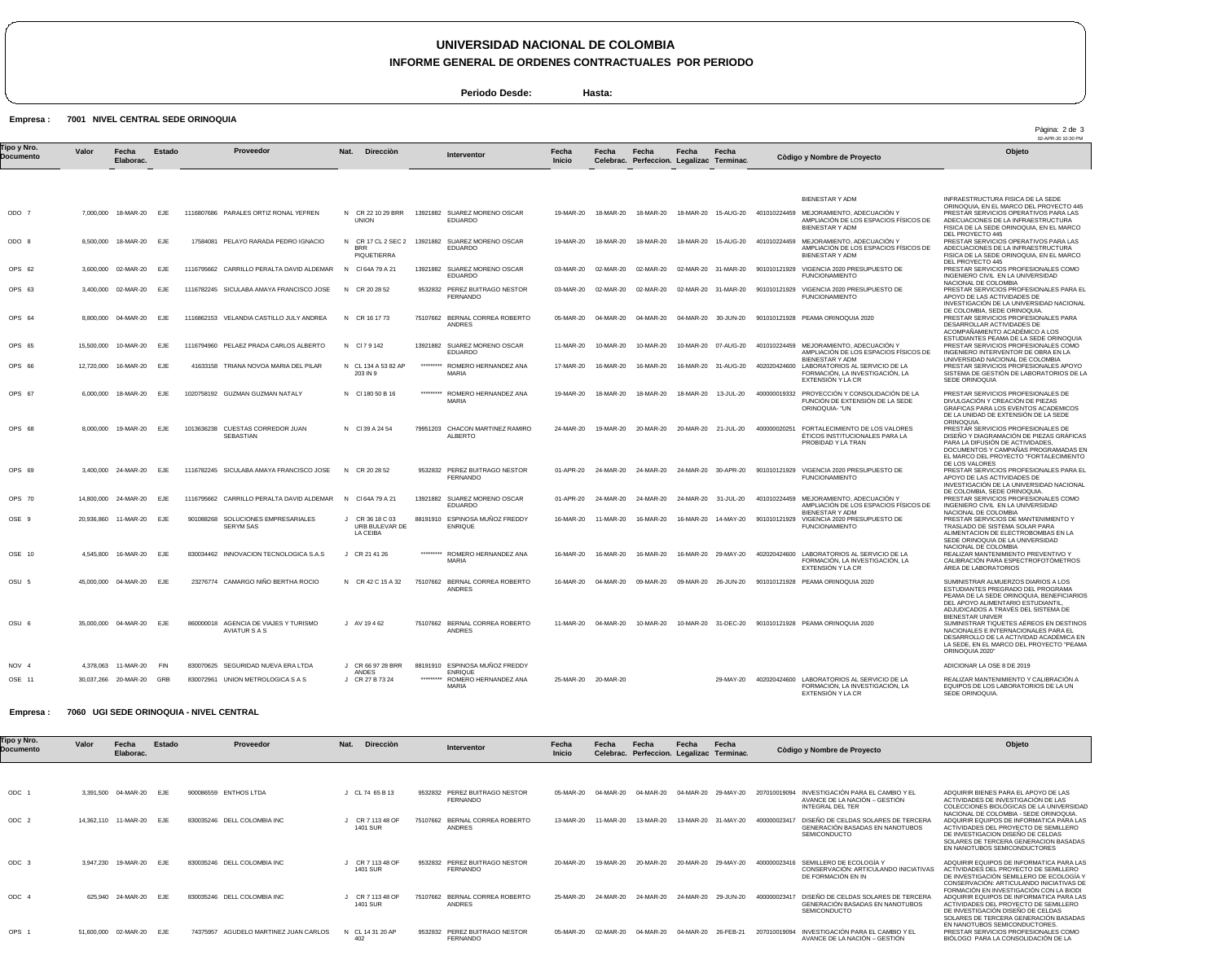# UNIVERSIDAD NACIONAL DE COLOMBIA

## INFORME GENERAL DE ORDENES CONTRACTUALES POR PERIODO

**Periodo Desde:** **Hasta:**

**Empresa :** **7001 NIVEL CENTRAL SEDE ORINOQUIA**

| Tipo y Nro. Documento | Valor | Fecha Elaborac. | Estado | Proveedor | Nat. | Direcciòn | Interventor | Fecha Inicio | Fecha Celebrac. | Fecha Perfeccion. | Fecha Legalizac | Fecha Terminac. | Còdigo y Nombre de Proyecto | Objeto |
|---|---|---|---|---|---|---|---|---|---|---|---|---|---|---|
| | | | | | | | | | | | | | BIENESTAR Y ADM | INFRAESTRUCTURA FISICA DE LA SEDE ORINOQUIA, EN EL MARCO DEL PROYECTO 445 |
| ODO 7 | 7,000,000 | 18-MAR-20 | EJE | 1116807686 PARALES ORTIZ RONAL YEFREN | N | CR 22 10 29 BRR UNION | 13921882 SUAREZ MORENO OSCAR EDUARDO | 19-MAR-20 | 18-MAR-20 | 18-MAR-20 | 18-MAR-20 | 15-AUG-20 | 401010224459 MEJORAMIENTO, ADECUACIÓN Y AMPLIACIÓN DE LOS ESPACIOS FÍSICOS DE BIENESTAR Y ADM | PRESTAR SERVICIOS OPERATIVOS PARA LAS ADECUACIONES DE LA INFRAESTRUCTURA FISICA DE LA SEDE ORINOQUIA, EN EL MARCO DEL PROYECTO 445 |
| ODO 8 | 8,500,000 | 18-MAR-20 | EJE | 17584081 PELAYO RARADA PEDRO IGNACIO | N | CR 17 CL 2 SEC 2 BRR PIQUETIERRA | 13921882 SUAREZ MORENO OSCAR EDUARDO | 19-MAR-20 | 18-MAR-20 | 18-MAR-20 | 18-MAR-20 | 15-AUG-20 | 401010224459 MEJORAMIENTO, ADECUACIÓN Y AMPLIACIÓN DE LOS ESPACIOS FÍSICOS DE BIENESTAR Y ADM | PRESTAR SERVICIOS OPERATIVOS PARA LAS ADECUACIONES DE LA INFRAESTRUCTURA FISICA DE LA SEDE ORINOQUIA, EN EL MARCO DEL PROYECTO 445 |
| OPS 62 | 3,600,000 | 02-MAR-20 | EJE | 1116795662 CARRILLO PERALTA DAVID ALDEMAR | N | Cl 64A 79 A 21 | 13921882 SUAREZ MORENO OSCAR EDUARDO | 03-MAR-20 | 02-MAR-20 | 02-MAR-20 | 02-MAR-20 | 31-MAR-20 | 901010121929 VIGENCIA 2020 PRESUPUESTO DE FUNCIONAMIENTO | PRESTAR SERVICIOS PROFESIONALES COMO INGENIERO CIVIL EN LA UNIVERSIDAD NACIONAL DE COLOMBIA |
| OPS 63 | 3,400,000 | 02-MAR-20 | EJE | 1116782245 SICULABA AMAYA FRANCISCO JOSE | N | CR 20 28 52 | 9532832 PEREZ BUITRAGO NESTOR FERNANDO | 03-MAR-20 | 02-MAR-20 | 02-MAR-20 | 02-MAR-20 | 31-MAR-20 | 901010121929 VIGENCIA 2020 PRESUPUESTO DE FUNCIONAMIENTO | PRESTAR SERVICIOS PROFESIONALES PARA EL APOYO DE LAS ACTIVIDADES DE INVESTIGACIÓN DE LA UNIVERSIDAD NACIONAL DE COLOMBIA, SEDE ORINOQUIA. |
| OPS 64 | 8,800,000 | 04-MAR-20 | EJE | 1116862153 VELANDIA CASTILLO JULY ANDREA | N | CR 16 17 73 | 75107662 BERNAL CORREA ROBERTO ANDRES | 05-MAR-20 | 04-MAR-20 | 04-MAR-20 | 04-MAR-20 | 30-JUN-20 | 901010121928 PEAMA ORINOQUIA 2020 | PRESTAR SERVICIOS PROFESIONALES PARA DESARROLLAR ACTIVIDADES DE ACOMPAÑAMIENTO ACADÉMICO A LOS ESTUDIANTES PEAMA DE LA SEDE ORINOQUIA |
| OPS 65 | 15,500,000 | 10-MAR-20 | EJE | 1116794960 PELAEZ PRADA CARLOS ALBERTO | N | Cl 7 9 142 | 13921882 SUAREZ MORENO OSCAR EDUARDO | 11-MAR-20 | 10-MAR-20 | 10-MAR-20 | 10-MAR-20 | 07-AUG-20 | 401010224459 MEJORAMIENTO, ADECUACIÓN Y AMPLIACIÓN DE LOS ESPACIOS FÍSICOS DE BIENESTAR Y ADM | PRESTAR SERVICIOS PROFESIONALES COMO INGENIERO INTERVENTOR DE OBRA EN LA UNIVERSIDAD NACIONAL DE COLOMBIA |
| OPS 66 | 12,720,000 | 16-MAR-20 | EJE | 41633158 TRIANA NOVOA MARIA DEL PILAR | N | CL 134 A 53 82 AP 203 IN 9 | ********* ROMERO HERNANDEZ ANA MARIA | 17-MAR-20 | 16-MAR-20 | 16-MAR-20 | 16-MAR-20 | 31-AUG-20 | 402020424600 LABORATORIOS AL SERVICIO DE LA FORMACIÓN, LA INVESTIGACIÓN, LA EXTENSIÓN Y LA CR | PRESTAR SERVICIOS PROFESIONALES APOYO SISTEMA DE GESTIÓN DE LABORATORIOS DE LA SEDE ORINOQUIA |
| OPS 67 | 6,000,000 | 18-MAR-20 | EJE | 1020758192 GUZMAN GUZMAN NATALY | N | Cl 180 50 B 16 | ********* ROMERO HERNANDEZ ANA MARIA | 19-MAR-20 | 18-MAR-20 | 18-MAR-20 | 18-MAR-20 | 13-JUL-20 | 400000019332 PROYECCIÓN Y CONSOLIDACIÓN DE LA FUNCIÓN DE EXTENSIÓN DE LA SEDE ORINOQUIA- "UN | PRESTAR SERVICIOS PROFESIONALES DE DIVULGACIÓN Y CREACIÓN DE PIEZAS GRAFICAS PARA LOS EVENTOS ACADEMICOS DE LA UNIDAD DE EXTENSIÓN DE LA SEDE ORINOQUIA. |
| OPS 68 | 8,000,000 | 19-MAR-20 | EJE | 1013636238 CUESTAS CORREDOR JUAN SEBASTIAN | N | Cl 39 A 24 54 | 79951203 CHACON MARTINEZ RAMIRO ALBERTO | 24-MAR-20 | 19-MAR-20 | 20-MAR-20 | 20-MAR-20 | 21-JUL-20 | 400000020251 FORTALECIMIENTO DE LOS VALORES ÉTICOS INSTITUCIONALES PARA LA PROBIDAD Y LA TRAN | PRESTAR SERVICIOS PROFESIONALES DE DISEÑO Y DIAGRAMACIÓN DE PIEZAS GRÁFICAS PARA LA DIFUSIÓN DE ACTIVIDADES, DOCUMENTOS Y CAMPAÑAS PROGRAMADAS EN EL MARCO DEL PROYECTO "FORTALECIMIENTO DE LOS VALORES |
| OPS 69 | 3,400,000 | 24-MAR-20 | EJE | 1116782245 SICULABA AMAYA FRANCISCO JOSE | N | CR 20 28 52 | 9532832 PEREZ BUITRAGO NESTOR FERNANDO | 01-APR-20 | 24-MAR-20 | 24-MAR-20 | 24-MAR-20 | 30-APR-20 | 901010121929 VIGENCIA 2020 PRESUPUESTO DE FUNCIONAMIENTO | PRESTAR SERVICIOS PROFESIONALES PARA EL APOYO DE LAS ACTIVIDADES DE INVESTIGACIÓN DE LA UNIVERSIDAD NACIONAL DE COLOMBIA, SEDE ORINOQUIA. |
| OPS 70 | 14,800,000 | 24-MAR-20 | EJE | 1116795662 CARRILLO PERALTA DAVID ALDEMAR | N | Cl 64A 79 A 21 | 13921882 SUAREZ MORENO OSCAR EDUARDO | 01-APR-20 | 24-MAR-20 | 24-MAR-20 | 24-MAR-20 | 31-JUL-20 | 401010224459 MEJORAMIENTO, ADECUACIÓN Y AMPLIACIÓN DE LOS ESPACIOS FÍSICOS DE BIENESTAR Y ADM | PRESTAR SERVICIOS PROFESIONALES COMO INGENIERO CIVIL EN LA UNIVERSIDAD NACIONAL DE COLOMBIA |
| OSE 9 | 20,936,860 | 11-MAR-20 | EJE | 901088268 SOLUCIONES EMPRESARIALES SERYM SAS | J | CR 36 18 C 03 URB BULEVAR DE LA CEIBA | 88191910 ESPINOSA MUÑOZ FREDDY ENRIQUE | 16-MAR-20 | 11-MAR-20 | 16-MAR-20 | 16-MAR-20 | 14-MAY-20 | 901010121929 VIGENCIA 2020 PRESUPUESTO DE FUNCIONAMIENTO | PRESTAR SERVICIOS DE MANTENIMIENTO Y TRASLADO DE SISTEMA SOLAR PARA ALIMENTACION DE ELECTROBOMBAS EN LA SEDE ORINOQUIA DE LA UNIVERSIDAD NACIONAL DE COLOMBIA |
| OSE 10 | 4,545,800 | 16-MAR-20 | EJE | 830034462 INNOVACION TECNOLOGICA S.A.S | J | CR 21 41 26 | ********* ROMERO HERNANDEZ ANA MARIA | 16-MAR-20 | 16-MAR-20 | 16-MAR-20 | 16-MAR-20 | 29-MAY-20 | 402020424600 LABORATORIOS AL SERVICIO DE LA FORMACIÓN, LA INVESTIGACIÓN, LA EXTENSIÓN Y LA CR | REALIZAR MANTENIMIENTO PREVENTIVO Y CALIBRACIÓN PARA ESPECTROFOTÓMETROS ÁREA DE LABORATORIOS |
| OSU 5 | 45,000,000 | 04-MAR-20 | EJE | 23276774 CAMARGO NIÑO BERTHA ROCIO | N | CR 42 C 15 A 32 | 75107662 BERNAL CORREA ROBERTO ANDRES | 16-MAR-20 | 04-MAR-20 | 09-MAR-20 | 09-MAR-20 | 26-JUN-20 | 901010121928 PEAMA ORINOQUIA 2020 | SUMINISTRAR ALMUERZOS DIARIOS A LOS ESTUDIANTES PREGRADO DEL PROGRAMA PEAMA DE LA SEDE ORINOQUIA, BENEFICIARIOS DEL APOYO ALIMENTARIO ESTUDIANTIL, ADJUDICADOS A TRAVÉS DEL SISTEMA DE BIENESTAR UNIVER |
| OSU 6 | 35,000,000 | 04-MAR-20 | EJE | 860000018 AGENCIA DE VIAJES Y TURISMO AVIATUR S A S | J | AV 19 4 62 | 75107662 BERNAL CORREA ROBERTO ANDRES | 11-MAR-20 | 04-MAR-20 | 10-MAR-20 | 10-MAR-20 | 31-DEC-20 | 901010121928 PEAMA ORINOQUIA 2020 | SUMINISTRAR TIQUETES AÉREOS EN DESTINOS NACIONALES E INTERNACIONALES PARA EL DESARROLLO DE LA ACTIVIDAD ACADÉMICA EN LA SEDE, EN EL MARCO DEL PROYECTO "PEAMA ORINOQUIA 2020" |
| NOV 4 | 4,378,063 | 11-MAR-20 | FIN | 830070625 SEGURIDAD NUEVA ERA LTDA | J | CR 66 97 28 BRR ANDES | 88191910 ESPINOSA MUÑOZ FREDDY ENRIQUE | | | | | | | ADICIONAR LA OSE 8 DE 2019 |
| OSE 11 | 30,037,266 | 20-MAR-20 | GRB | 830072961 UNION METROLOGICA S A S | J | CR 27 B 73 24 | ********* ROMERO HERNANDEZ ANA MARIA | 25-MAR-20 | 20-MAR-20 | | | 29-MAY-20 | 402020424600 LABORATORIOS AL SERVICIO DE LA FORMACIÓN, LA INVESTIGACIÓN, LA EXTENSIÓN Y LA CR | REALIZAR MANTENIMIENTO Y CALIBRACIÓN A EQUIPOS DE LOS LABORATORIOS DE LA UN SEDE ORINOQUIA. |

**Empresa :** **7060 UGI SEDE ORINOQUIA - NIVEL CENTRAL**

| Tipo y Nro. Documento | Valor | Fecha Elaborac. | Estado | Proveedor | Nat. | Direcciòn | Interventor | Fecha Inicio | Fecha Celebrac. | Fecha Perfeccion. | Fecha Legalizac | Fecha Terminac. | Còdigo y Nombre de Proyecto | Objeto |
|---|---|---|---|---|---|---|---|---|---|---|---|---|---|---|
| ODC 1 | 3,391,500 | 04-MAR-20 | EJE | 900086559 ENTHOS LTDA | J | CL 74 65 B 13 | 9532832 PEREZ BUITRAGO NESTOR FERNANDO | 05-MAR-20 | 04-MAR-20 | 04-MAR-20 | 04-MAR-20 | 29-MAY-20 | 207010019094 INVESTIGACIÓN PARA EL CAMBIO Y EL AVANCE DE LA NACIÓN – GESTIÓN INTEGRAL DEL TER | ADQUIRIR BIENES PARA EL APOYO DE LAS ACTIVIDADES DE INVESTIGACIÓN DE LAS COLECCIONES BIOLÓGICAS DE LA UNIVERSIDAD NACIONAL DE COLOMBIA - SEDE ORINOQUIA. |
| ODC 2 | 14,362,110 | 11-MAR-20 | EJE | 830035246 DELL COLOMBIA INC | J | CR 7 113 48 OF 1401 SUR | 75107662 BERNAL CORREA ROBERTO ANDRES | 13-MAR-20 | 11-MAR-20 | 13-MAR-20 | 13-MAR-20 | 31-MAY-20 | 400000023417 DISEÑO DE CELDAS SOLARES DE TERCERA GENERACIÓN BASADAS EN NANOTUBOS SEMICONDUCTO | ADQUIRIR EQUIPOS DE INFORMATICA PARA LAS ACTIVIDADES DEL PROYECTO DE SEMILLERO DE INVESTIGACION DISEÑO DE CELDAS SOLARES DE TERCERA GENERACION BASADAS EN NANOTUBOS SEMICONDUCTORES |
| ODC 3 | 3,947,230 | 19-MAR-20 | EJE | 830035246 DELL COLOMBIA INC | J | CR 7 113 48 OF 1401 SUR | 9532832 PEREZ BUITRAGO NESTOR FERNANDO | 20-MAR-20 | 19-MAR-20 | 20-MAR-20 | 20-MAR-20 | 29-MAY-20 | 400000023416 SEMILLERO DE ECOLOGÍA Y CONSERVACIÓN: ARTICULANDO INICIATIVAS DE FORMACIÓN EN IN | ADQUIRIR EQUIPOS DE INFORMATICA PARA LAS ACTIVIDADES DEL PROYECTO DE SEMILLERO DE INVESTIGACIÓN SEMILLERO DE ECOLOGÍA Y CONSERVACIÓN: ARTICULANDO INICIATIVAS DE FORMACIÓN EN INVESTIGACIÓN CON LA BIODI |
| ODC 4 | 625,940 | 24-MAR-20 | EJE | 830035246 DELL COLOMBIA INC | J | CR 7 113 48 OF 1401 SUR | 75107662 BERNAL CORREA ROBERTO ANDRES | 25-MAR-20 | 24-MAR-20 | 24-MAR-20 | 24-MAR-20 | 29-JUN-20 | 400000023417 DISEÑO DE CELDAS SOLARES DE TERCERA GENERACIÓN BASADAS EN NANOTUBOS SEMICONDUCTO | ADQUIRIR EQUIPOS DE INFORMATICA PARA LAS ACTIVIDADES DEL PROYECTO DE SEMILLERO DE INVESTIGACIÓN DISEÑO DE CELDAS SOLARES DE TERCERA GENERACIÓN BASADAS EN NANOTUBOS SEMICONDUCTORES. |
| OPS 1 | 51,600,000 | 02-MAR-20 | EJE | 74375957 AGUDELO MARTINEZ JUAN CARLOS | N | CL 14 31 20 AP 402 | 9532832 PEREZ BUITRAGO NESTOR FERNANDO | 05-MAR-20 | 02-MAR-20 | 04-MAR-20 | 04-MAR-20 | 26-FEB-21 | 207010019094 INVESTIGACIÓN PARA EL CAMBIO Y EL AVANCE DE LA NACIÓN – GESTIÓN | PRESTAR SERVICIOS PROFESIONALES COMO BIÓLOGO PARA LA CONSOLIDACIÓN DE LA |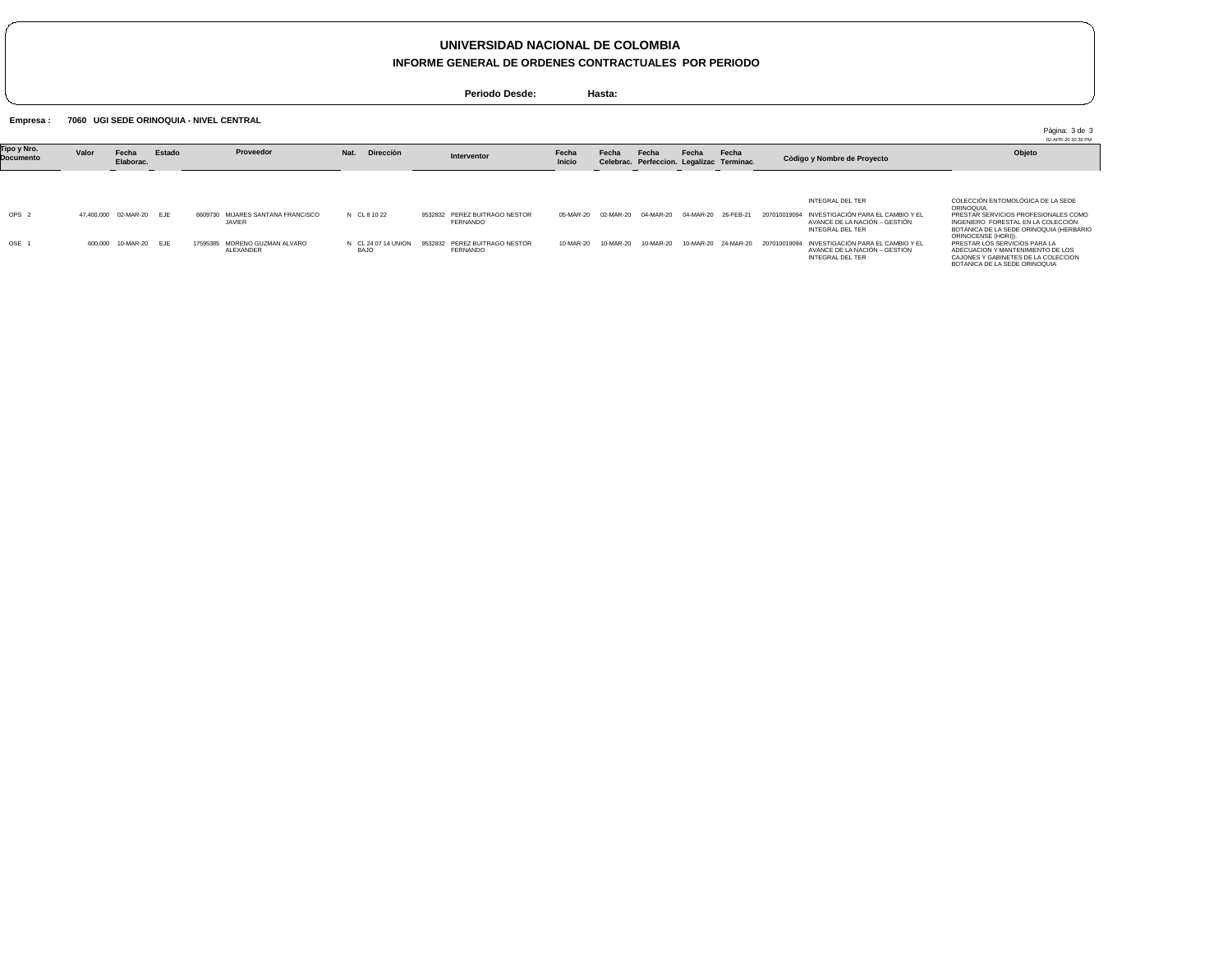# UNIVERSIDAD NACIONAL DE COLOMBIA

## INFORME GENERAL DE ORDENES CONTRACTUALES POR PERIODO

**Periodo Desde:** **Hasta:**

**Empresa :** **7060 UGI SEDE ORINOQUIA - NIVEL CENTRAL**

02-APR-20 10:30 PM

| Tipo y Nro. Documento | Valor | Fecha Elaborac. | Estado | Proveedor | Nat. | Dirección | Interventor | Fecha Inicio | Fecha Celebrac. | Fecha Perfeccion. | Fecha Legalizac | Fecha Terminac. | Còdigo y Nombre de Proyecto | Objeto |
|---|---|---|---|---|---|---|---|---|---|---|---|---|---|---|
| | | | | | | | | | | | | | INTEGRAL DEL TER | COLECCIÓN ENTOMOLÓGICA DE LA SEDE ORINOQUIA. |
| OPS 2 | 47,400,000 | 02-MAR-20 | EJE | 6609730 MIJARES SANTANA FRANCISCO JAVIER | N | CL 8 10 22 | 9532832 PEREZ BUITRAGO NESTOR FERNANDO | 05-MAR-20 | 02-MAR-20 | 04-MAR-20 | 04-MAR-20 | 26-FEB-21 | 207010019094 INVESTIGACIÓN PARA EL CAMBIO Y EL AVANCE DE LA NACIÓN – GESTIÓN INTEGRAL DEL TER | PRESTAR SERVICIOS PROFESIONALES COMO INGENIERO FORESTAL EN LA COLECCIÓN BOTÁNICA DE LA SEDE ORINOQUIA (HERBARIO ORINOCENSE (HORI)). |
| OSE 1 | 600,000 | 10-MAR-20 | EJE | 17595385 MORENO GUZMAN ALVARO ALEXANDER | N | CL 24 07 14 UNION BAJO | 9532832 PEREZ BUITRAGO NESTOR FERNANDO | 10-MAR-20 | 10-MAR-20 | 10-MAR-20 | 10-MAR-20 | 24-MAR-20 | 207010019094 INVESTIGACIÓN PARA EL CAMBIO Y EL AVANCE DE LA NACIÓN – GESTIÓN INTEGRAL DEL TER | PRESTAR LOS SERVICIOS PARA LA ADECUACION Y MANTENIMIENTO DE LOS CAJONES Y GABINETES DE LA COLECCION BOTANICA DE LA SEDE ORINOQUIA |